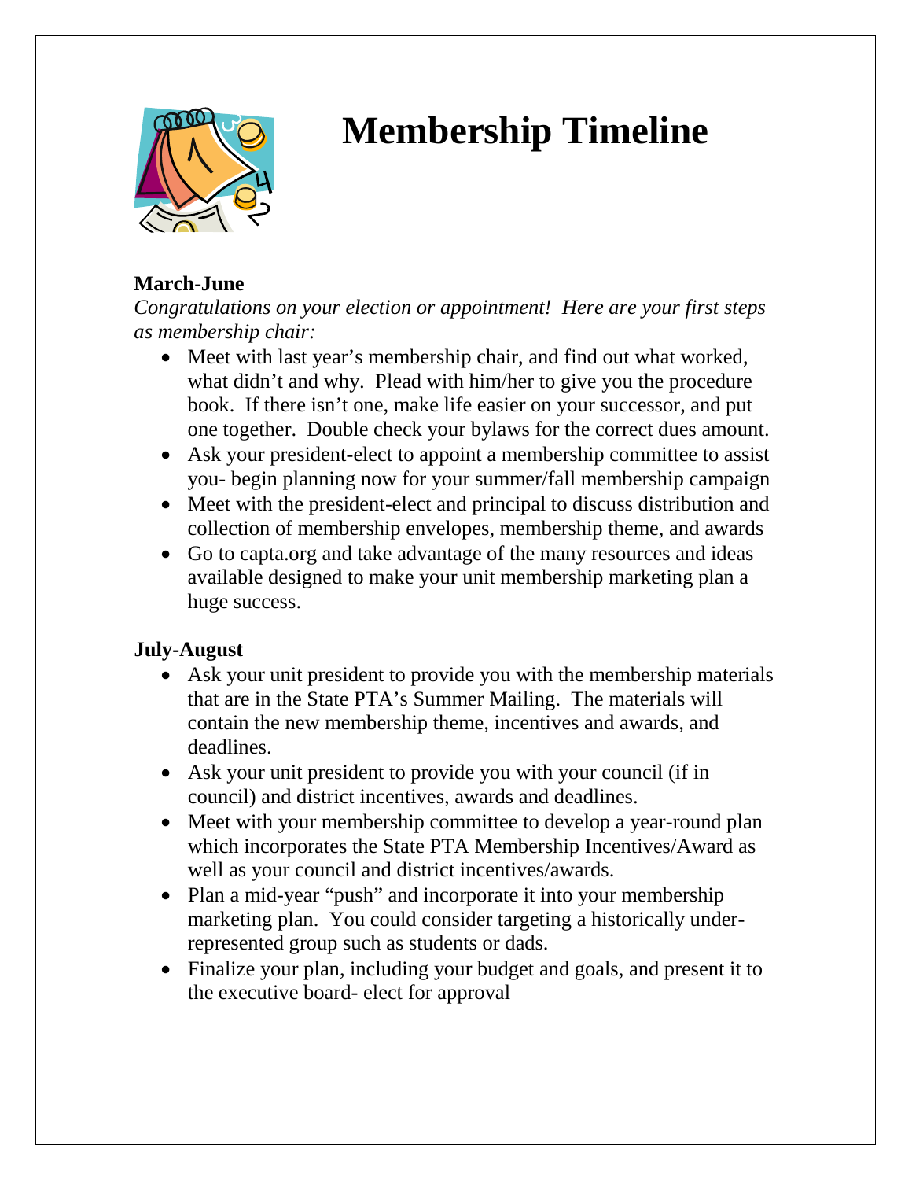# Membership Timeline

**March-June**

*Congratulations on your election or appointment! Here are your first steps as membership chair:*

- Meet with last year's membership chair, and find out what worked, what didn't and why. Plead with him/her to give you the procedure book. If there isn't one, make life easier on your successor, and put one together. Double check your bylaws for the correct dues amount.
- Ask your president-elect to appoint a membership committee to assist you- begin planning now for your summer/fall membership campaign
- Meet with the president-elect and principal to discuss distribution and collection of membership envelopes, membership theme, and awards
- Go to capta.org and take advantage of the many resources and ideas available designed to make your unit membership marketing plan a huge success.

**July-August**

- Ask your unit president to provide you with the membership materials that are in the State PTA's Summer Mailing. The materials will contain the new membership theme, incentives and awards, and deadlines.
- Ask your unit president to provide you with your council (if in council) and district incentives, awards and deadlines.
- Meet with your membership committee to develop a year-round plan which incorporates the State PTA Membership Incentives/Award as well as your council and district incentives/awards.
- Plan a mid-year "push" and incorporate it into your membership marketing plan. You could consider targeting a historically under-represented group such as students or dads.
- Finalize your plan, including your budget and goals, and present it to the executive board- elect for approval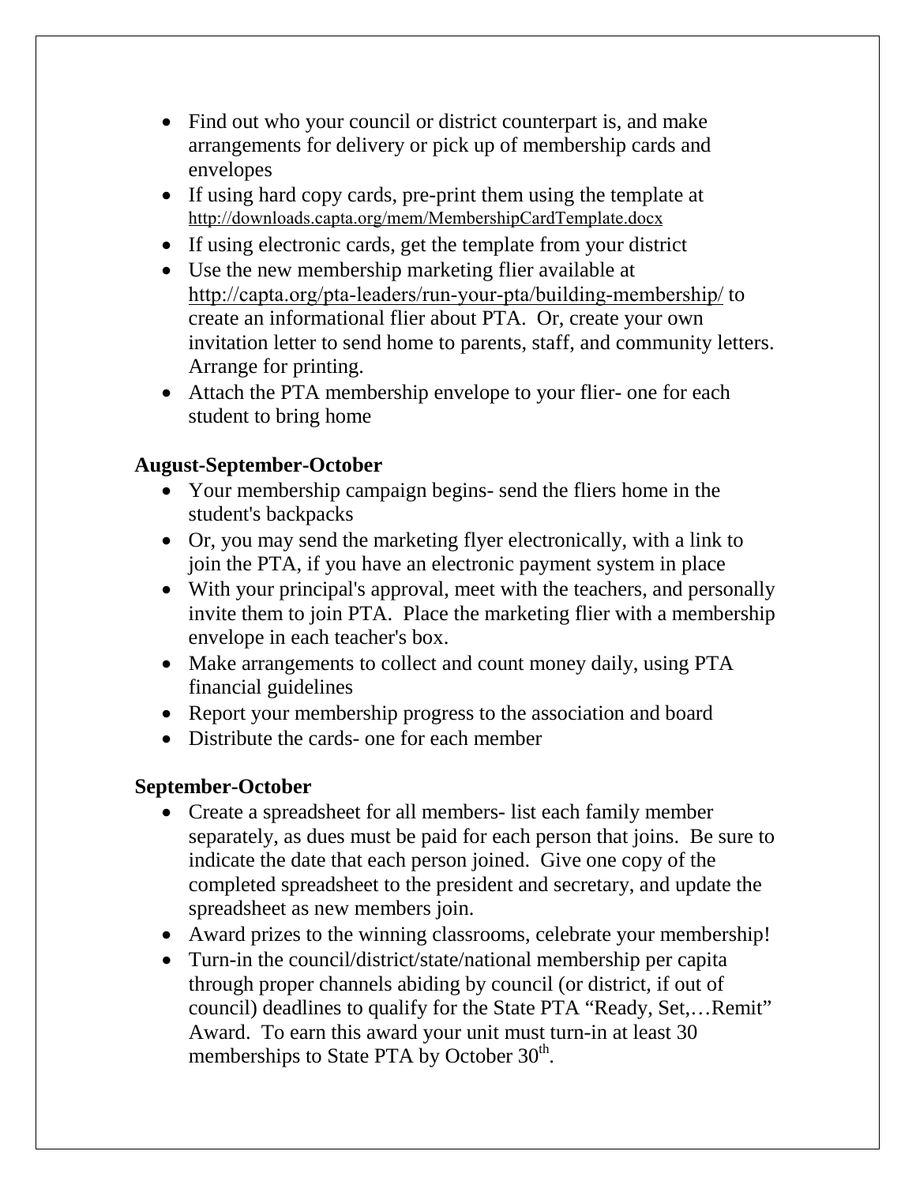- Find out who your council or district counterpart is, and make arrangements for delivery or pick up of membership cards and envelopes
- If using hard copy cards, pre-print them using the template at http://downloads.capta.org/mem/MembershipCardTemplate.docx
- If using electronic cards, get the template from your district
- Use the new membership marketing flier available at http://capta.org/pta-leaders/run-your-pta/building-membership/ to create an informational flier about PTA. Or, create your own invitation letter to send home to parents, staff, and community letters. Arrange for printing.
- Attach the PTA membership envelope to your flier- one for each student to bring home

**August-September-October**

- Your membership campaign begins- send the fliers home in the student's backpacks
- Or, you may send the marketing flyer electronically, with a link to join the PTA, if you have an electronic payment system in place
- With your principal's approval, meet with the teachers, and personally invite them to join PTA. Place the marketing flier with a membership envelope in each teacher's box.
- Make arrangements to collect and count money daily, using PTA financial guidelines
- Report your membership progress to the association and board
- Distribute the cards- one for each member

**September-October**

- Create a spreadsheet for all members- list each family member separately, as dues must be paid for each person that joins. Be sure to indicate the date that each person joined. Give one copy of the completed spreadsheet to the president and secretary, and update the spreadsheet as new members join.
- Award prizes to the winning classrooms, celebrate your membership!
- Turn-in the council/district/state/national membership per capita through proper channels abiding by council (or district, if out of council) deadlines to qualify for the State PTA "Ready, Set,…Remit" Award. To earn this award your unit must turn-in at least 30 memberships to State PTA by October 30th.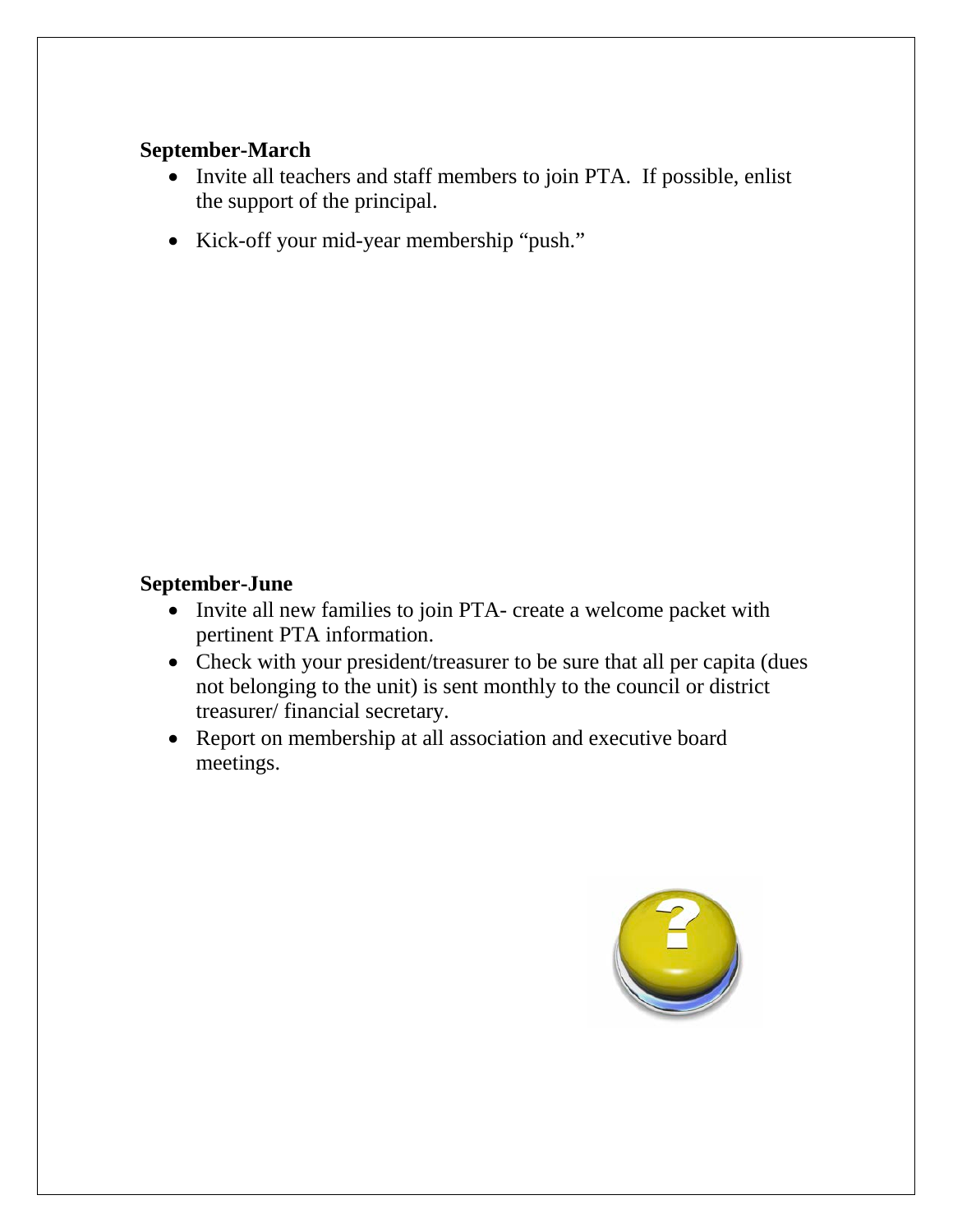**September-March**

- Invite all teachers and staff members to join PTA. If possible, enlist the support of the principal.
- Kick-off your mid-year membership "push."

**September-June**

- Invite all new families to join PTA- create a welcome packet with pertinent PTA information.
- Check with your president/treasurer to be sure that all per capita (dues not belonging to the unit) is sent monthly to the council or district treasurer/ financial secretary.
- Report on membership at all association and executive board meetings.